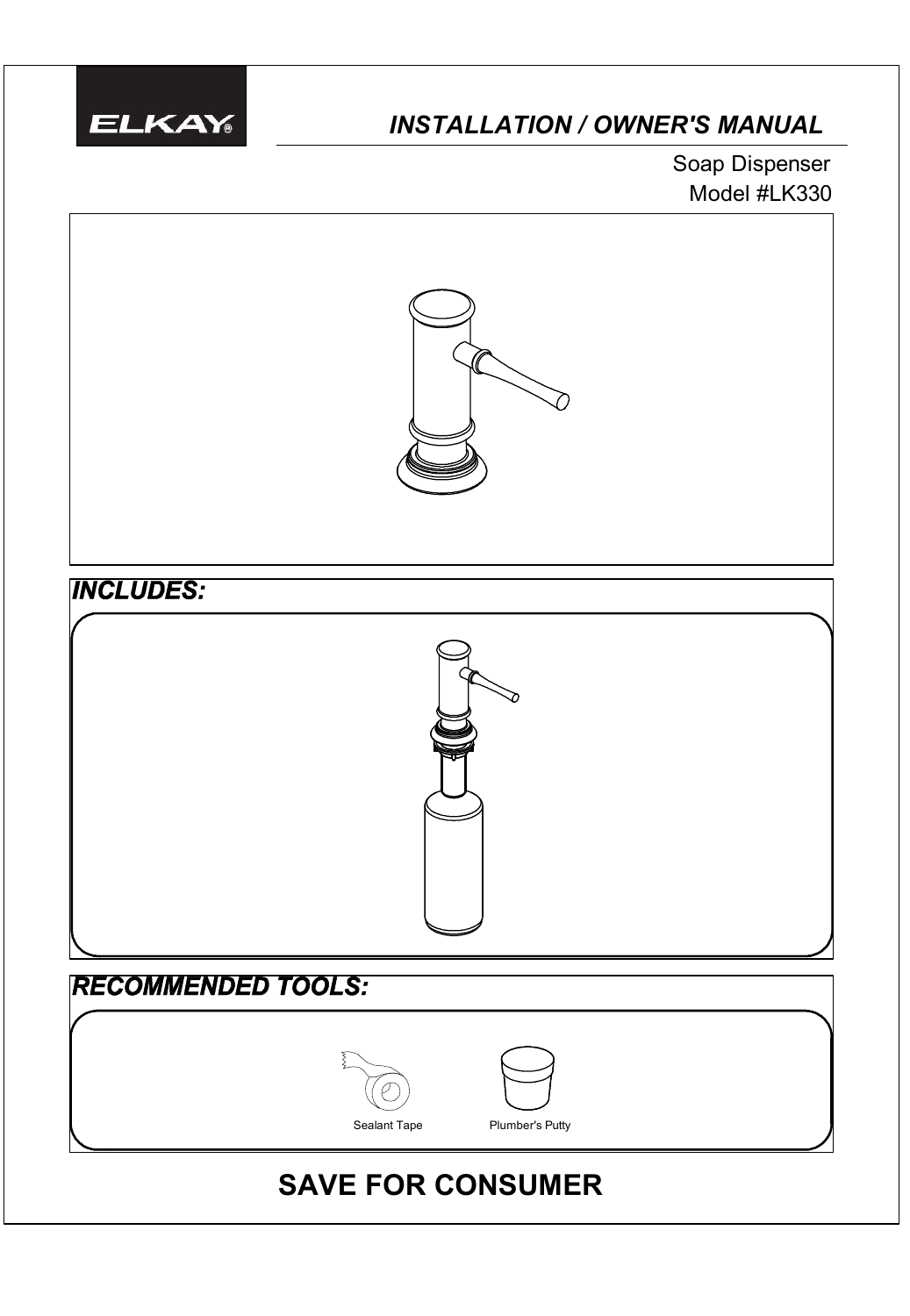ELKAY®

# INSTALLATION / OWNER'S MANUAL

Soap Dispenser
Model #LK330

## INCLUDES:

## RECOMMENDED TOOLS:

Sealant Tape

Plumber's Putty

# SAVE FOR CONSUMER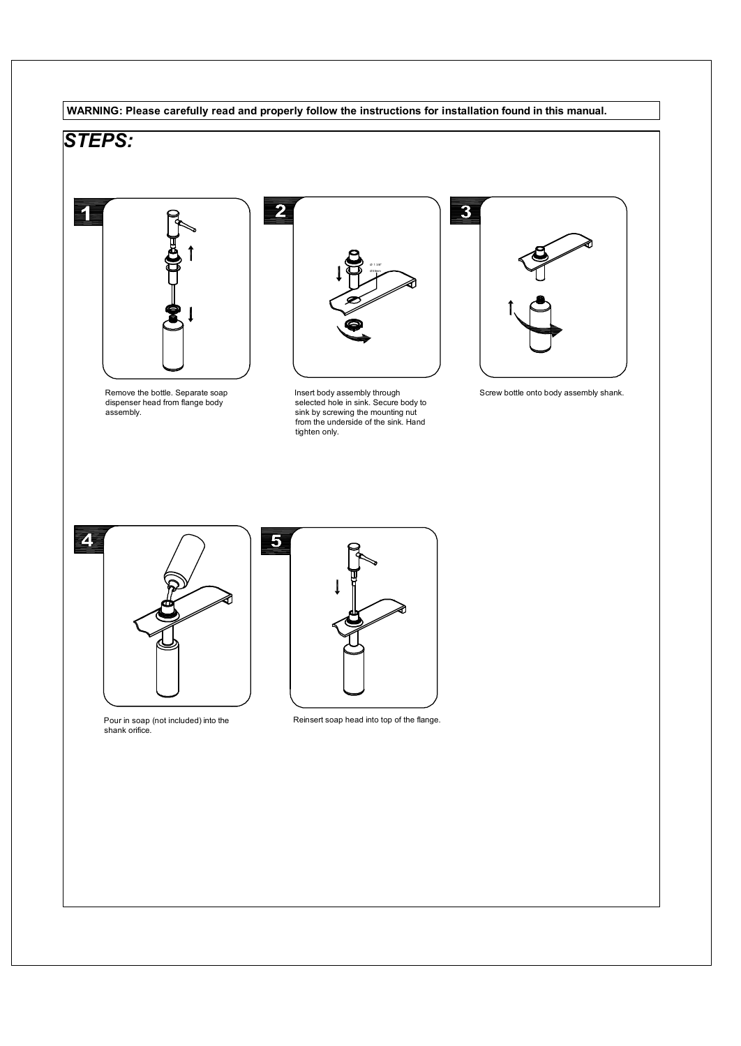**WARNING: Please carefully read and properly follow the instructions for installation found in this manual.**

## *STEPS:*

**1**

Remove the bottle. Separate soap dispenser head from flange body assembly.

**2**

Insert body assembly through selected hole in sink. Secure body to sink by screwing the mounting nut from the underside of the sink. Hand tighten only.

**3**

Screw bottle onto body assembly shank.

**4**

Pour in soap (not included) into the shank orifice.

**5**

Reinsert soap head into top of the flange.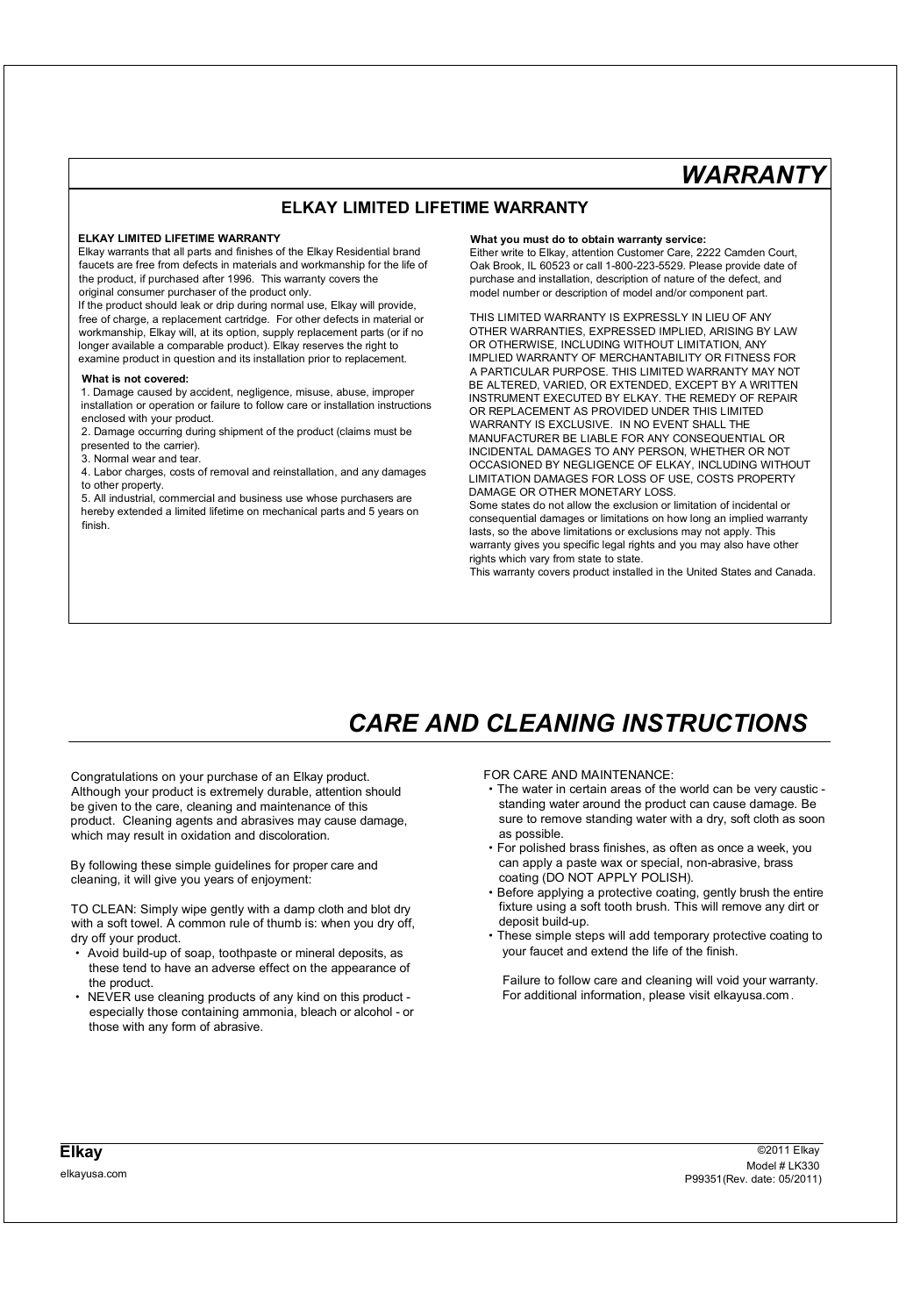# *WARRANTY*

## ELKAY LIMITED LIFETIME WARRANTY

**ELKAY LIMITED LIFETIME WARRANTY**

Elkay warrants that all parts and finishes of the Elkay Residential brand faucets are free from defects in materials and workmanship for the life of the product, if purchased after 1996. This warranty covers the original consumer purchaser of the product only.

If the product should leak or drip during normal use, Elkay will provide, free of charge, a replacement cartridge. For other defects in material or workmanship, Elkay will, at its option, supply replacement parts (or if no longer available a comparable product). Elkay reserves the right to examine product in question and its installation prior to replacement.

**What is not covered:**

1. Damage caused by accident, negligence, misuse, abuse, improper installation or operation or failure to follow care or installation instructions enclosed with your product.
2. Damage occurring during shipment of the product (claims must be presented to the carrier).
3. Normal wear and tear.
4. Labor charges, costs of removal and reinstallation, and any damages to other property.
5. All industrial, commercial and business use whose purchasers are hereby extended a limited lifetime on mechanical parts and 5 years on finish.

**What you must do to obtain warranty service:**

Either write to Elkay, attention Customer Care, 2222 Camden Court, Oak Brook, IL 60523 or call 1-800-223-5529. Please provide date of purchase and installation, description of nature of the defect, and model number or description of model and/or component part.

THIS LIMITED WARRANTY IS EXPRESSLY IN LIEU OF ANY OTHER WARRANTIES, EXPRESSED IMPLIED, ARISING BY LAW OR OTHERWISE, INCLUDING WITHOUT LIMITATION, ANY IMPLIED WARRANTY OF MERCHANTABILITY OR FITNESS FOR A PARTICULAR PURPOSE. THIS LIMITED WARRANTY MAY NOT BE ALTERED, VARIED, OR EXTENDED, EXCEPT BY A WRITTEN INSTRUMENT EXECUTED BY ELKAY. THE REMEDY OF REPAIR OR REPLACEMENT AS PROVIDED UNDER THIS LIMITED WARRANTY IS EXCLUSIVE. IN NO EVENT SHALL THE MANUFACTURER BE LIABLE FOR ANY CONSEQUENTIAL OR INCIDENTAL DAMAGES TO ANY PERSON, WHETHER OR NOT OCCASIONED BY NEGLIGENCE OF ELKAY, INCLUDING WITHOUT LIMITATION DAMAGES FOR LOSS OF USE, COSTS PROPERTY DAMAGE OR OTHER MONETARY LOSS.

Some states do not allow the exclusion or limitation of incidental or consequential damages or limitations on how long an implied warranty lasts, so the above limitations or exclusions may not apply. This warranty gives you specific legal rights and you may also have other rights which vary from state to state.

This warranty covers product installed in the United States and Canada.

# *CARE AND CLEANING INSTRUCTIONS*

Congratulations on your purchase of an Elkay product. Although your product is extremely durable, attention should be given to the care, cleaning and maintenance of this product. Cleaning agents and abrasives may cause damage, which may result in oxidation and discoloration.

By following these simple guidelines for proper care and cleaning, it will give you years of enjoyment:

TO CLEAN: Simply wipe gently with a damp cloth and blot dry with a soft towel. A common rule of thumb is: when you dry off, dry off your product.

- Avoid build-up of soap, toothpaste or mineral deposits, as these tend to have an adverse effect on the appearance of the product.
- NEVER use cleaning products of any kind on this product - especially those containing ammonia, bleach or alcohol - or those with any form of abrasive.

FOR CARE AND MAINTENANCE:

- The water in certain areas of the world can be very caustic - standing water around the product can cause damage. Be sure to remove standing water with a dry, soft cloth as soon as possible.
- For polished brass finishes, as often as once a week, you can apply a paste wax or special, non-abrasive, brass coating (DO NOT APPLY POLISH).
- Before applying a protective coating, gently brush the entire fixture using a soft tooth brush. This will remove any dirt or deposit build-up.
- These simple steps will add temporary protective coating to your faucet and extend the life of the finish.

Failure to follow care and cleaning will void your warranty. For additional information, please visit elkayusa.com.

**Elkay**

elkayusa.com

©2011 Elkay
Model # LK330
P99351(Rev. date: 05/2011)